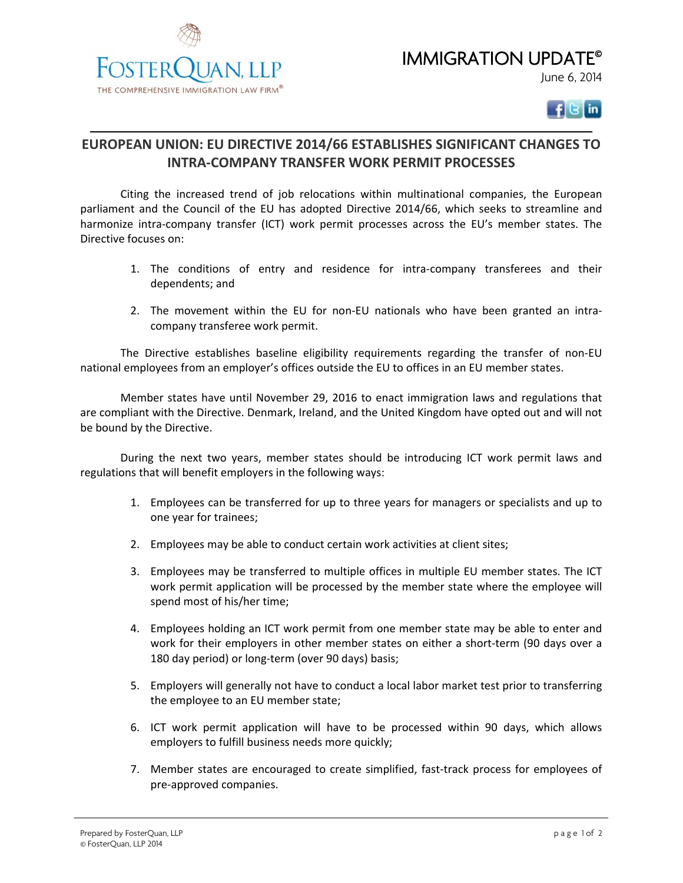FosterQuan, LLP

THE COMPREHENSIVE IMMIGRATION LAW FIRM®

# IMMIGRATION UPDATE©

June 6, 2014

## EUROPEAN UNION: EU DIRECTIVE 2014/66 ESTABLISHES SIGNIFICANT CHANGES TO INTRA-COMPANY TRANSFER WORK PERMIT PROCESSES

Citing the increased trend of job relocations within multinational companies, the European parliament and the Council of the EU has adopted Directive 2014/66, which seeks to streamline and harmonize intra-company transfer (ICT) work permit processes across the EU's member states. The Directive focuses on:

1. The conditions of entry and residence for intra-company transferees and their dependents; and

2. The movement within the EU for non-EU nationals who have been granted an intra-company transferee work permit.

The Directive establishes baseline eligibility requirements regarding the transfer of non-EU national employees from an employer's offices outside the EU to offices in an EU member states.

Member states have until November 29, 2016 to enact immigration laws and regulations that are compliant with the Directive. Denmark, Ireland, and the United Kingdom have opted out and will not be bound by the Directive.

During the next two years, member states should be introducing ICT work permit laws and regulations that will benefit employers in the following ways:

1. Employees can be transferred for up to three years for managers or specialists and up to one year for trainees;

2. Employees may be able to conduct certain work activities at client sites;

3. Employees may be transferred to multiple offices in multiple EU member states. The ICT work permit application will be processed by the member state where the employee will spend most of his/her time;

4. Employees holding an ICT work permit from one member state may be able to enter and work for their employers in other member states on either a short-term (90 days over a 180 day period) or long-term (over 90 days) basis;

5. Employers will generally not have to conduct a local labor market test prior to transferring the employee to an EU member state;

6. ICT work permit application will have to be processed within 90 days, which allows employers to fulfill business needs more quickly;

7. Member states are encouraged to create simplified, fast-track process for employees of pre-approved companies.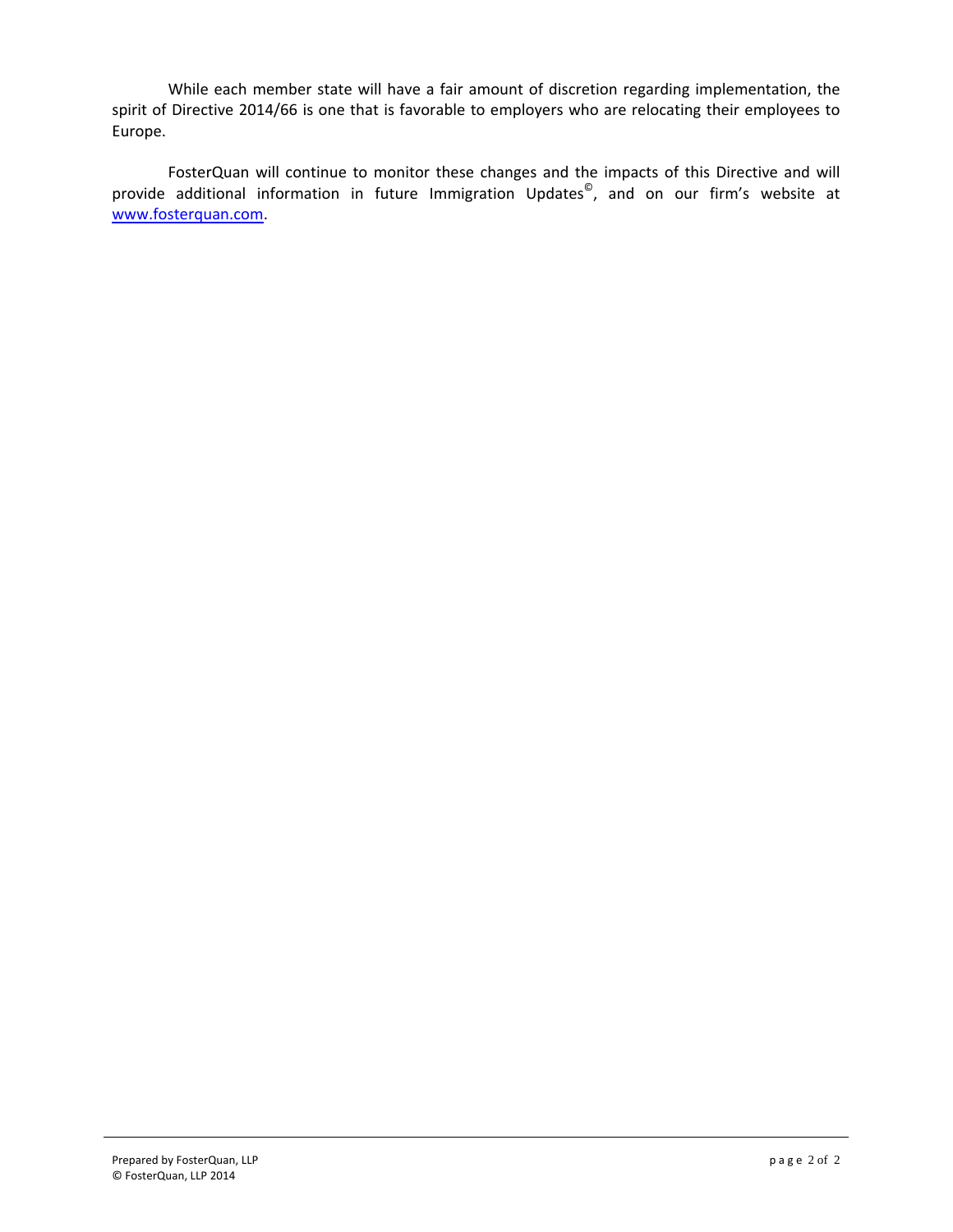While each member state will have a fair amount of discretion regarding implementation, the spirit of Directive 2014/66 is one that is favorable to employers who are relocating their employees to Europe.

FosterQuan will continue to monitor these changes and the impacts of this Directive and will provide additional information in future Immigration Updates©, and on our firm's website at www.fosterquan.com.